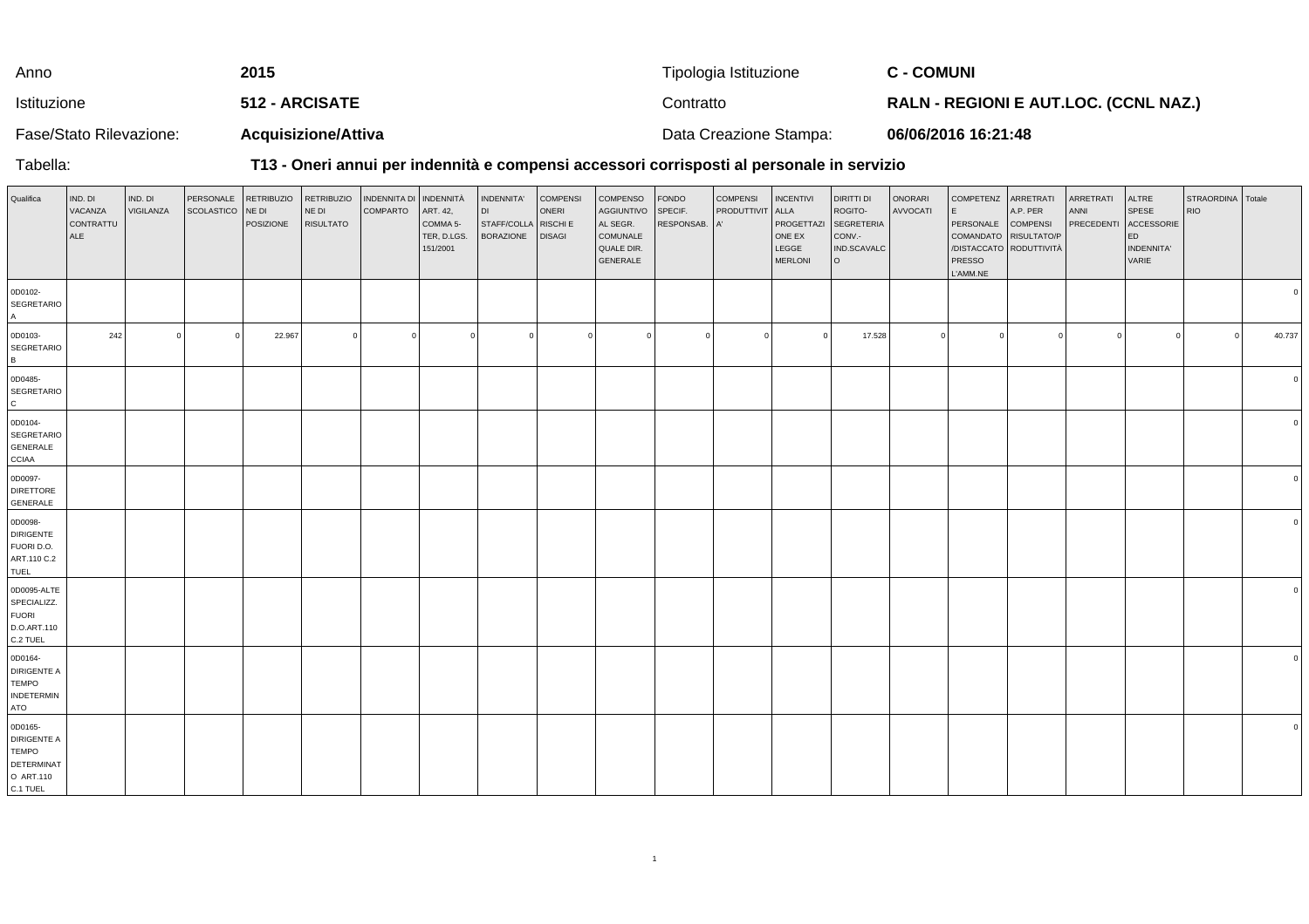| | | | |
|---|---|---|---|
| Anno | **2015** | Tipologia Istituzione | **C - COMUNI** |
| Istituzione | **512 - ARCISATE** | Contratto | **RALN - REGIONI E AUT.LOC. (CCNL NAZ.)** |
| Fase/Stato Rilevazione: | **Acquisizione/Attiva** | Data Creazione Stampa: | **06/06/2016 16:21:48** |

Tabella: **T13 - Oneri annui per indennità e compensi accessori corrisposti al personale in servizio**

| Qualifica | IND. DI VACANZA CONTRATTUALE | IND. DI VIGILANZA | PERSONALE SCOLASTICO | RETRIBUZIONE DI POSIZIONE | RETRIBUZIONE DI RISULTATO | INDENNITA DI COMPARTO | INDENNITÀ ART. 42, COMMA 5-TER, D.LGS. 151/2001 | INDENNITA' DI STAFF/COLLABORAZIONE | COMPENSI ONERI RISCHI E DISAGI | COMPENSO AGGIUNTIVO AL SEGR. COMUNALE QUALE DIR. GENERALE | FONDO SPECIF. RESPONSAB. | COMPENSI PRODUTTIVITA' | INCENTIVI ALLA PROGETTAZIONE EX LEGGE MERLONI | DIRITTI DI ROGITO-SEGRETERIA CONV.-IND.SCAVALCO | ONORARI AVVOCATI | COMPETENZE PERSONALE COMANDATO /DISTACCATO PRESSO L'AMM.NE | ARRETRATI A.P. PER COMPENSI RISULTATO/PRODUTTIVITÀ | ARRETRATI ANNI PRECEDENTI | ALTRE SPESE ACCESSORIE ED INDENNITA' VARIE | STRAORDINARIO | Totale |
|---|---|---|---|---|---|---|---|---|---|---|---|---|---|---|---|---|---|---|---|---|---|
| 0D0102-SEGRETARIO A | | | | | | | | | | | | | | | | | | | | | 0 |
| 0D0103-SEGRETARIO B | 242 | 0 | 0 | 22.967 | 0 | 0 | 0 | 0 | 0 | 0 | 0 | 0 | 0 | 17.528 | 0 | 0 | 0 | 0 | 0 | 0 | 40.737 |
| 0D0485-SEGRETARIO C | | | | | | | | | | | | | | | | | | | | | 0 |
| 0D0104-SEGRETARIO GENERALE CCIAA | | | | | | | | | | | | | | | | | | | | | 0 |
| 0D0097-DIRETTORE GENERALE | | | | | | | | | | | | | | | | | | | | | 0 |
| 0D0098-DIRIGENTE FUORI D.O. ART.110 C.2 TUEL | | | | | | | | | | | | | | | | | | | | | 0 |
| 0D0095-ALTE SPECIALIZZ. FUORI D.O.ART.110 C.2 TUEL | | | | | | | | | | | | | | | | | | | | | 0 |
| 0D0164-DIRIGENTE A TEMPO INDETERMINATO | | | | | | | | | | | | | | | | | | | | | 0 |
| 0D0165-DIRIGENTE A TEMPO DETERMINATO ART.110 C.1 TUEL | | | | | | | | | | | | | | | | | | | | | 0 |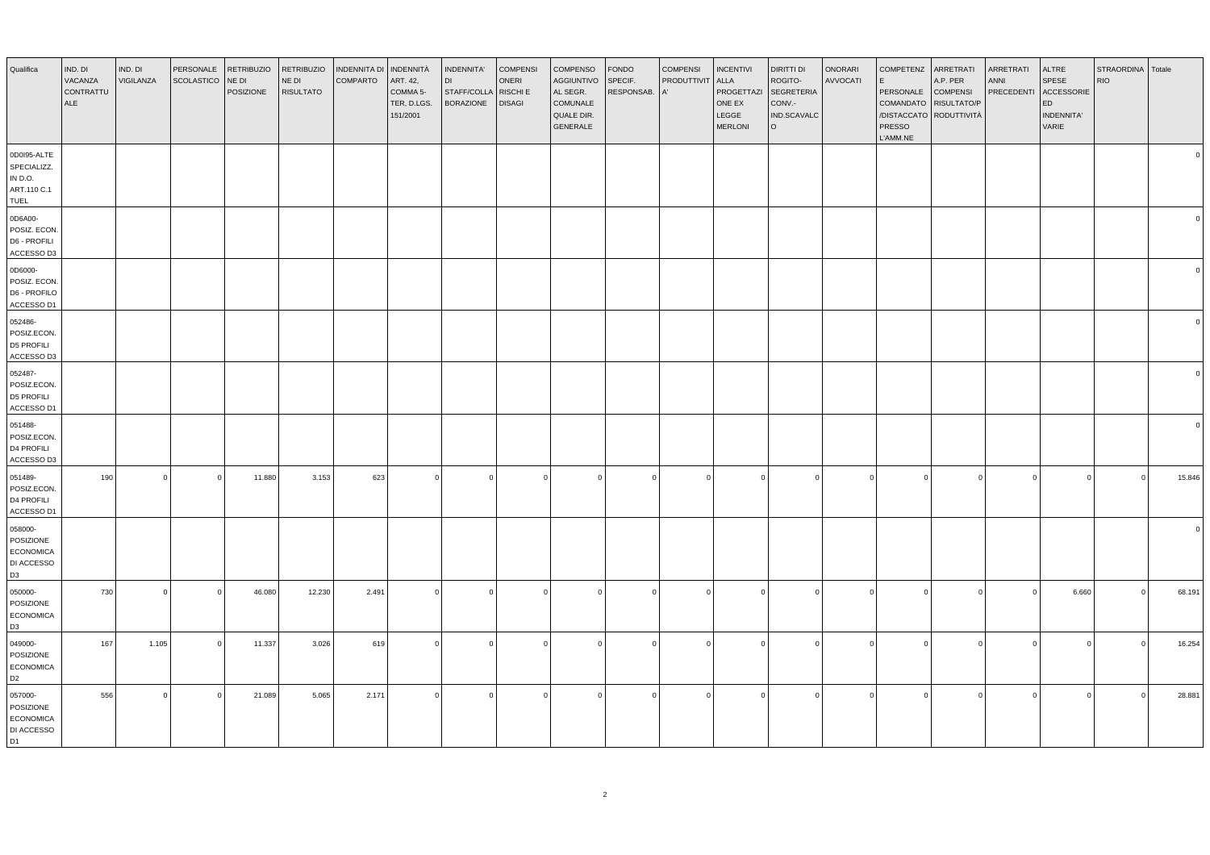| Qualifica | IND. DI VACANZA CONTRATTUALE | IND. DI VIGILANZA | PERSONALE SCOLASTICO | RETRIBUZIONE DI POSIZIONE | RETRIBUZIONE DI RISULTATO | INDENNITA DI COMPARTO | INDENNITÀ ART. 42, COMMA 5-TER, D.LGS. 151/2001 | INDENNITA' DI STAFF/COLLABORAZIONE | COMPENSI ONERI RISCHI E DISAGI | COMPENSO AGGIUNTIVO AL SEGR. COMUNALE QUALE DIR. GENERALE | FONDO SPECIF. RESPONSAB. | COMPENSI PRODUTTIVITA' | INCENTIVI ALLA PROGETTAZIONE EX LEGGE MERLONI | DIRITTI DI ROGITO-SEGRETERIA CONV.-IND.SCAVALCO | ONORARI AVVOCATI | COMPETENZE PERSONALE COMANDATO /DISTACCATO PRESSO L'AMM.NE | ARRETRATI A.P. PER COMPENSI RISULTATO/PRODUTTIVITÀ | ARRETRATI ANNI PRECEDENTI | ALTRE SPESE ACCESSORIE ED INDENNITA' VARIE | STRAORDINARIO | Totale |
|---|---|---|---|---|---|---|---|---|---|---|---|---|---|---|---|---|---|---|---|---|---|
| 0D0I95-ALTE SPECIALIZZ. IN D.O. ART.110 C.1 TUEL | | | | | | | | | | | | | | | | | | | | | 0 |
| 0D6A00-POSIZ. ECON. D6 - PROFILI ACCESSO D3 | | | | | | | | | | | | | | | | | | | | | 0 |
| 0D6000-POSIZ. ECON. D6 - PROFILO ACCESSO D1 | | | | | | | | | | | | | | | | | | | | | 0 |
| 052486-POSIZ.ECON. D5 PROFILI ACCESSO D3 | | | | | | | | | | | | | | | | | | | | | 0 |
| 052487-POSIZ.ECON. D5 PROFILI ACCESSO D1 | | | | | | | | | | | | | | | | | | | | | 0 |
| 051488-POSIZ.ECON. D4 PROFILI ACCESSO D3 | | | | | | | | | | | | | | | | | | | | | 0 |
| 051489-POSIZ.ECON. D4 PROFILI ACCESSO D1 | 190 | 0 | 0 | 11.880 | 3.153 | 623 | 0 | 0 | 0 | 0 | 0 | 0 | 0 | 0 | 0 | 0 | 0 | 0 | 0 | 0 | 15.846 |
| 058000-POSIZIONE ECONOMICA DI ACCESSO D3 | | | | | | | | | | | | | | | | | | | | | 0 |
| 050000-POSIZIONE ECONOMICA D3 | 730 | 0 | 0 | 46.080 | 12.230 | 2.491 | 0 | 0 | 0 | 0 | 0 | 0 | 0 | 0 | 0 | 0 | 0 | 0 | 6.660 | 0 | 68.191 |
| 049000-POSIZIONE ECONOMICA D2 | 167 | 1.105 | 0 | 11.337 | 3.026 | 619 | 0 | 0 | 0 | 0 | 0 | 0 | 0 | 0 | 0 | 0 | 0 | 0 | 0 | 0 | 16.254 |
| 057000-POSIZIONE ECONOMICA DI ACCESSO D1 | 556 | 0 | 0 | 21.089 | 5.065 | 2.171 | 0 | 0 | 0 | 0 | 0 | 0 | 0 | 0 | 0 | 0 | 0 | 0 | 0 | 0 | 28.881 |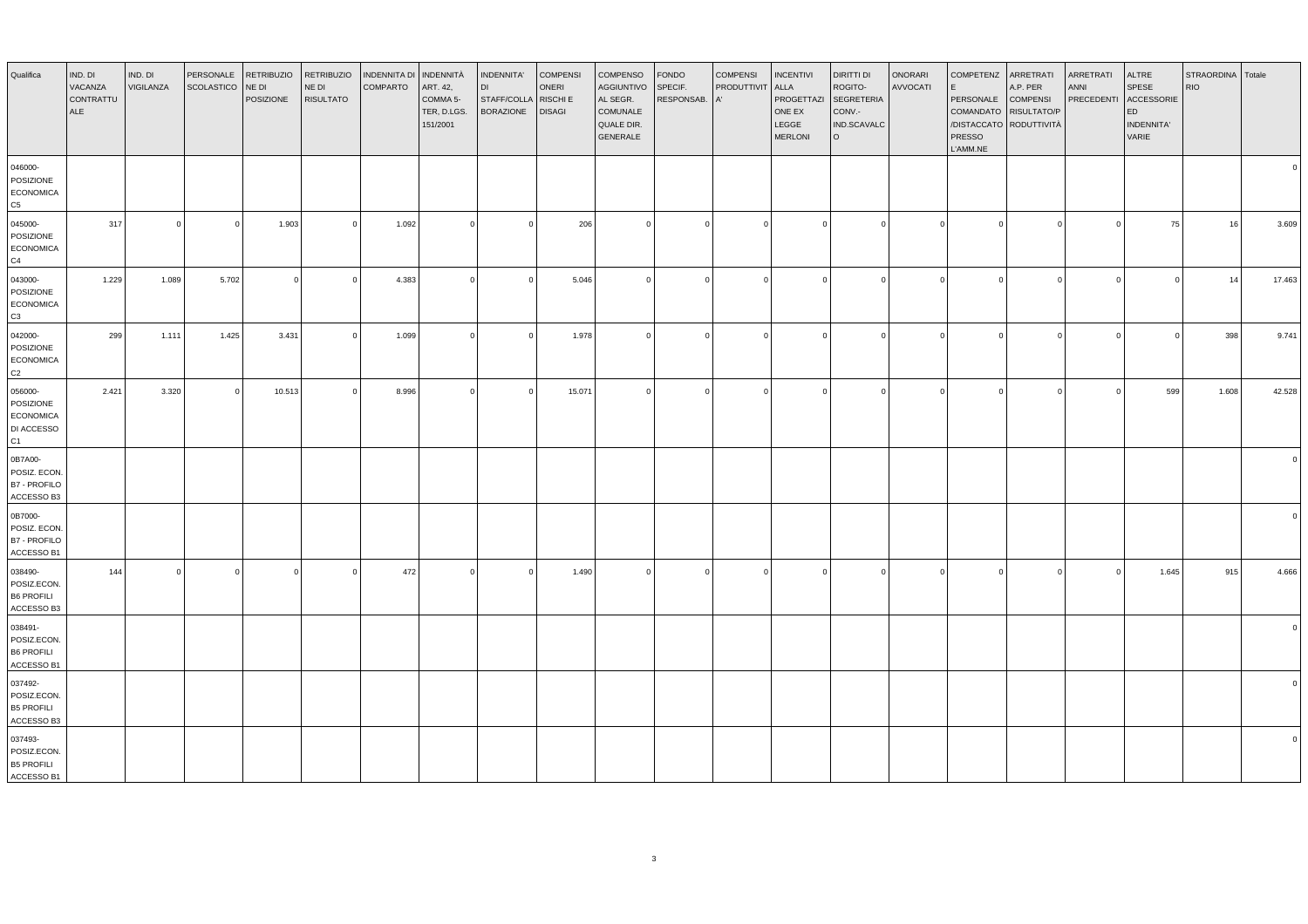| Qualifica | IND. DI VACANZA CONTRATTUALE | IND. DI VIGILANZA | PERSONALE SCOLASTICO | RETRIBUZIONE DI POSIZIONE | RETRIBUZIONE DI RISULTATO | INDENNITA DI COMPARTO | INDENNITÀ ART. 42, COMMA 5-TER, D.LGS. 151/2001 | INDENNITA' DI STAFF/COLLABORAZIONE | COMPENSI ONERI RISCHI E DISAGI | COMPENSO AGGIUNTIVO AL SEGR. COMUNALE QUALE DIR. GENERALE | FONDO SPECIF. RESPONSAB. | COMPENSI PRODUTTIVITA' | INCENTIVI ALLA PROGETTAZIONE EX LEGGE MERLONI | DIRITTI DI ROGITO-SEGRETERIA CONV.-IND.SCAVALCO | ONORARI AVVOCATI | COMPETENZE PERSONALE COMANDATO /DISTACCATO PRESSO L'AMM.NE | ARRETRATI A.P. PER COMPENSI RISULTATO/PRODUTTIVITÀ | ARRETRATI ANNI PRECEDENTI | ALTRE SPESE ACCESSORIE ED INDENNITA' VARIE | STRAORDINARIO | Totale |
|---|---|---|---|---|---|---|---|---|---|---|---|---|---|---|---|---|---|---|---|---|---|
| 046000-POSIZIONE ECONOMICA C5 | | | | | | | | | | | | | | | | | | | | | 0 |
| 045000-POSIZIONE ECONOMICA C4 | 317 | 0 | 0 | 1.903 | 0 | 1.092 | 0 | 0 | 206 | 0 | 0 | 0 | 0 | 0 | 0 | 0 | 0 | 0 | 75 | 16 | 3.609 |
| 043000-POSIZIONE ECONOMICA C3 | 1.229 | 1.089 | 5.702 | 0 | 0 | 4.383 | 0 | 0 | 5.046 | 0 | 0 | 0 | 0 | 0 | 0 | 0 | 0 | 0 | 0 | 14 | 17.463 |
| 042000-POSIZIONE ECONOMICA C2 | 299 | 1.111 | 1.425 | 3.431 | 0 | 1.099 | 0 | 0 | 1.978 | 0 | 0 | 0 | 0 | 0 | 0 | 0 | 0 | 0 | 0 | 398 | 9.741 |
| 056000-POSIZIONE ECONOMICA DI ACCESSO C1 | 2.421 | 3.320 | 0 | 10.513 | 0 | 8.996 | 0 | 0 | 15.071 | 0 | 0 | 0 | 0 | 0 | 0 | 0 | 0 | 0 | 599 | 1.608 | 42.528 |
| 0B7A00-POSIZ. ECON. B7 - PROFILO ACCESSO B3 | | | | | | | | | | | | | | | | | | | | | 0 |
| 0B7000-POSIZ. ECON. B7 - PROFILO ACCESSO B1 | | | | | | | | | | | | | | | | | | | | | 0 |
| 038490-POSIZ.ECON. B6 PROFILI ACCESSO B3 | 144 | 0 | 0 | 0 | 0 | 472 | 0 | 0 | 1.490 | 0 | 0 | 0 | 0 | 0 | 0 | 0 | 0 | 0 | 1.645 | 915 | 4.666 |
| 038491-POSIZ.ECON. B6 PROFILI ACCESSO B1 | | | | | | | | | | | | | | | | | | | | | 0 |
| 037492-POSIZ.ECON. B5 PROFILI ACCESSO B3 | | | | | | | | | | | | | | | | | | | | | 0 |
| 037493-POSIZ.ECON. B5 PROFILI ACCESSO B1 | | | | | | | | | | | | | | | | | | | | | 0 |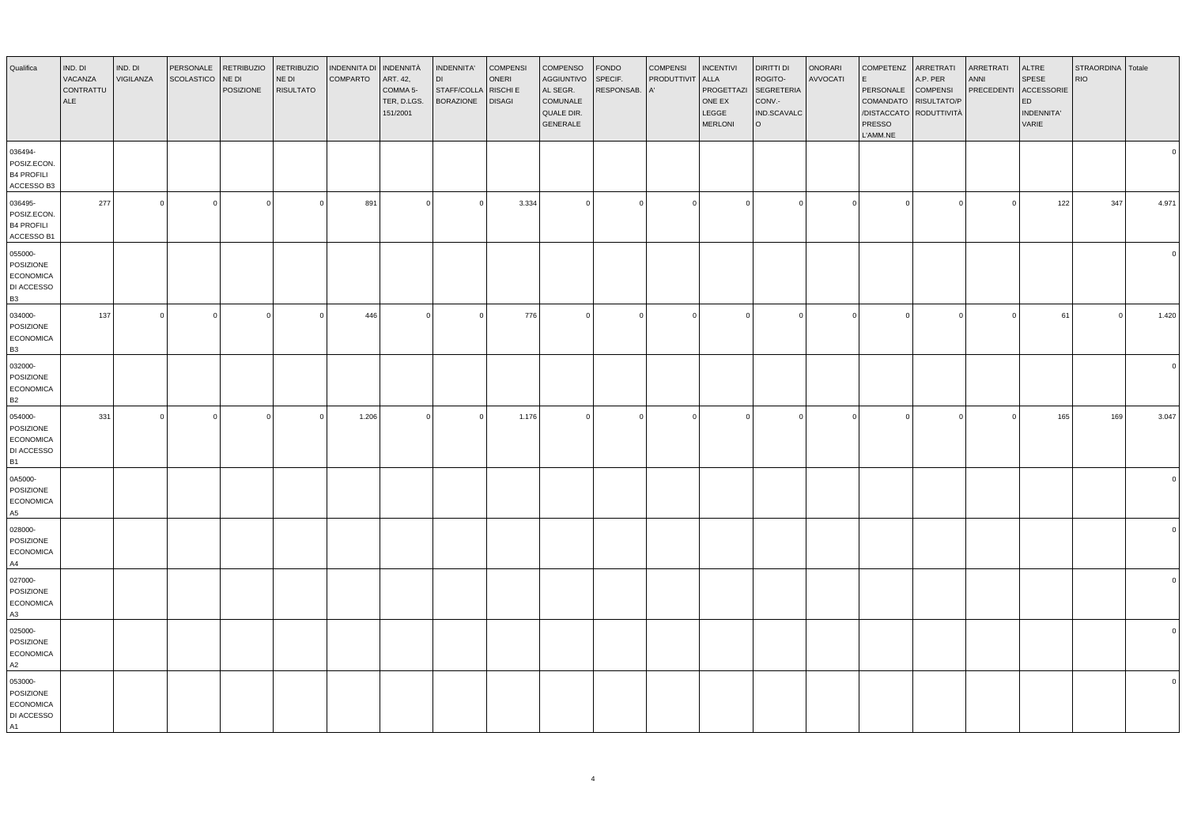| Qualifica | IND. DI VACANZA CONTRATTUALE | IND. DI VIGILANZA | PERSONALE SCOLASTICO | RETRIBUZIONE DI POSIZIONE | RETRIBUZIONE DI RISULTATO | INDENNITA DI COMPARTO | INDENNITÀ ART. 42, COMMA 5-TER, D.LGS. 151/2001 | INDENNITA' DI STAFF/COLLABORAZIONE | COMPENSI ONERI RISCHI E DISAGI | COMPENSO AGGIUNTIVO AL SEGR. COMUNALE QUALE DIR. GENERALE | FONDO SPECIF. RESPONSAB. | COMPENSI PRODUTTIVITA' | INCENTIVI ALLA PROGETTAZIONE EX LEGGE MERLONI | DIRITTI DI ROGITO-SEGRETERIA CONV.-IND.SCAVALCO | ONORARI AVVOCATI | COMPETENZE PERSONALE COMANDATO /DISTACCATO PRESSO L'AMM.NE | ARRETRATI A.P. PER COMPENSI RISULTATO/PRODUTTIVITÀ | ARRETRATI ANNI PRECEDENTI | ALTRE SPESE ACCESSORIE ED INDENNITA' VARIE | STRAORDINARIO | Totale |
|---|---|---|---|---|---|---|---|---|---|---|---|---|---|---|---|---|---|---|---|---|---|
| 036494-POSIZ.ECON. B4 PROFILI ACCESSO B3 | | | | | | | | | | | | | | | | | | | | | 0 |
| 036495-POSIZ.ECON. B4 PROFILI ACCESSO B1 | 277 | 0 | 0 | 0 | 0 | 891 | 0 | 0 | 3.334 | 0 | 0 | 0 | 0 | 0 | 0 | 0 | 0 | 0 | 122 | 347 | 4.971 |
| 055000-POSIZIONE ECONOMICA DI ACCESSO B3 | | | | | | | | | | | | | | | | | | | | | 0 |
| 034000-POSIZIONE ECONOMICA B3 | 137 | 0 | 0 | 0 | 0 | 446 | 0 | 0 | 776 | 0 | 0 | 0 | 0 | 0 | 0 | 0 | 0 | 0 | 61 | 0 | 1.420 |
| 032000-POSIZIONE ECONOMICA B2 | | | | | | | | | | | | | | | | | | | | | 0 |
| 054000-POSIZIONE ECONOMICA DI ACCESSO B1 | 331 | 0 | 0 | 0 | 0 | 1.206 | 0 | 0 | 1.176 | 0 | 0 | 0 | 0 | 0 | 0 | 0 | 0 | 0 | 165 | 169 | 3.047 |
| 0A5000-POSIZIONE ECONOMICA A5 | | | | | | | | | | | | | | | | | | | | | 0 |
| 028000-POSIZIONE ECONOMICA A4 | | | | | | | | | | | | | | | | | | | | | 0 |
| 027000-POSIZIONE ECONOMICA A3 | | | | | | | | | | | | | | | | | | | | | 0 |
| 025000-POSIZIONE ECONOMICA A2 | | | | | | | | | | | | | | | | | | | | | 0 |
| 053000-POSIZIONE ECONOMICA DI ACCESSO A1 | | | | | | | | | | | | | | | | | | | | | 0 |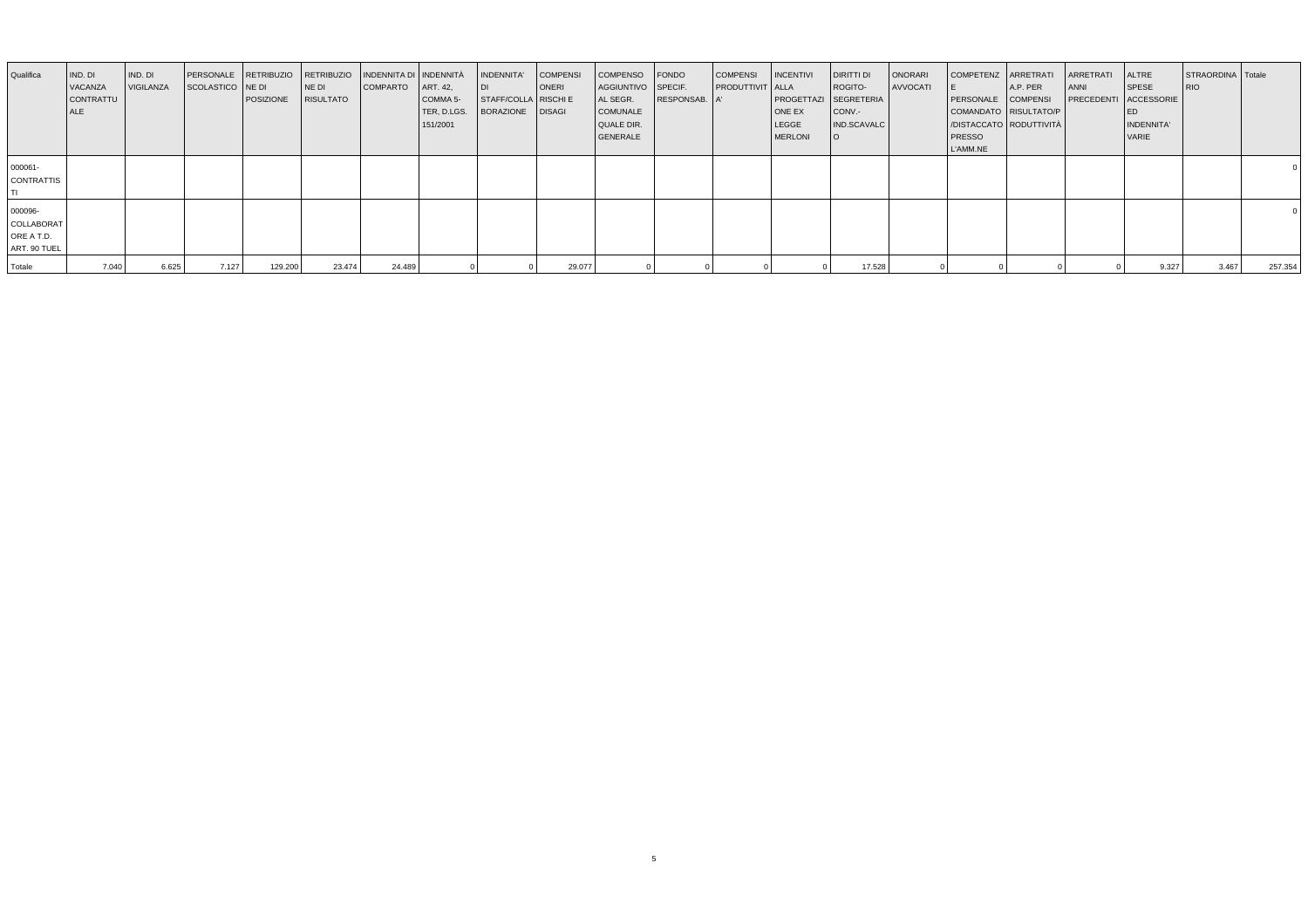| Qualifica | IND. DI VACANZA CONTRATTUALE | IND. DI VIGILANZA | PERSONALE SCOLASTICO | RETRIBUZIONE DI POSIZIONE | RETRIBUZIONE DI RISULTATO | INDENNITA DI COMPARTO | INDENNITÀ ART. 42, COMMA 5-TER, D.LGS. 151/2001 | INDENNITA' DI STAFF/COLLABORAZIONE | COMPENSI ONERI RISCHI E DISAGI | COMPENSO AGGIUNTIVO AL SEGR. COMUNALE QUALE DIR. GENERALE | FONDO SPECIF. RESPONSAB. | COMPENSI PRODUTTIVITA' | INCENTIVI ALLA PROGETTAZIONE EX LEGGE MERLONI | DIRITTI DI ROGITO-SEGRETERIA CONV.-IND.SCAVALCO | ONORARI AVVOCATI | COMPETENZE PERSONALE COMANDATO /DISTACCATO PRESSO L'AMM.NE | ARRETRATI A.P. PER COMPENSI RISULTATO/PRODUTTIVITÀ | ARRETRATI ANNI PRECEDENTI | ALTRE SPESE ACCESSORIE ED INDENNITA' VARIE | STRAORDINARIO | Totale |
|---|---|---|---|---|---|---|---|---|---|---|---|---|---|---|---|---|---|---|---|---|---|
| 000061-CONTRATTISTI | | | | | | | | | | | | | | | | | | | | | 0 |
| 000096-COLLABORATORE A T.D. ART. 90 TUEL | | | | | | | | | | | | | | | | | | | | | 0 |
| Totale | 7.040 | 6.625 | 7.127 | 129.200 | 23.474 | 24.489 | 0 | 0 | 29.077 | 0 | 0 | 0 | 0 | 17.528 | 0 | 0 | 0 | 0 | 9.327 | 3.467 | 257.354 |